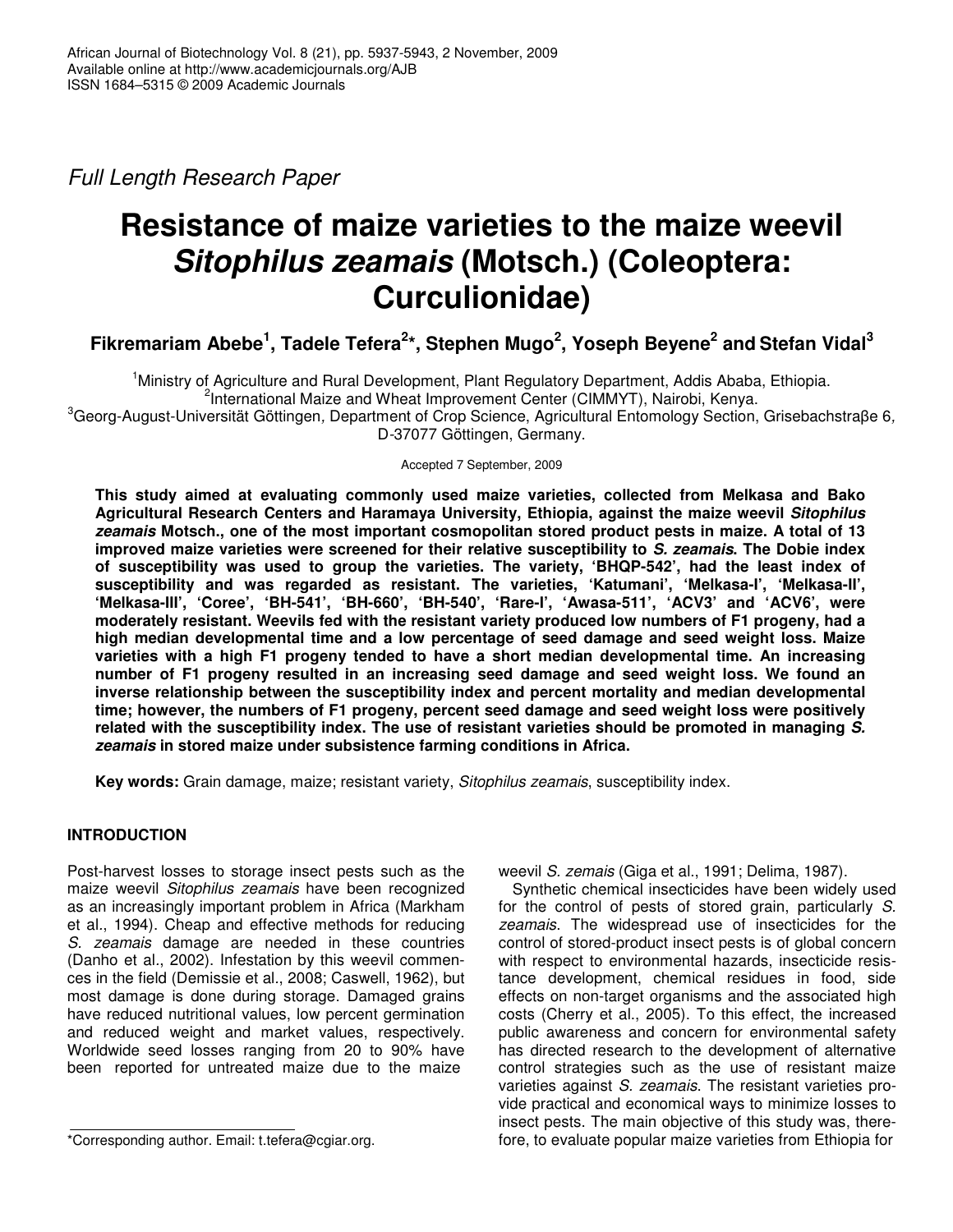Full Length Research Paper

# Resistance of maize varieties to the maize weevil *Sitophilus zeamais* (Motsch.) (Coleoptera: Curculionidae)

**Fikremariam Abebe[1], Tadele Tefera[2]*, Stephen Mugo[2], Yoseph Beyene[2] and Stefan Vidal[3]**

[1]Ministry of Agriculture and Rural Development, Plant Regulatory Department, Addis Ababa, Ethiopia.
[2]International Maize and Wheat Improvement Center (CIMMYT), Nairobi, Kenya.
[3]Georg-August-Universität Göttingen, Department of Crop Science, Agricultural Entomology Section, Grisebachstraβe 6, D-37077 Göttingen, Germany.

Accepted 7 September, 2009

**This study aimed at evaluating commonly used maize varieties, collected from Melkasa and Bako Agricultural Research Centers and Haramaya University, Ethiopia, against the maize weevil *Sitophilus zeamais* Motsch., one of the most important cosmopolitan stored product pests in maize. A total of 13 improved maize varieties were screened for their relative susceptibility to *S. zeamais*. The Dobie index of susceptibility was used to group the varieties. The variety, 'BHQP-542', had the least index of susceptibility and was regarded as resistant. The varieties, 'Katumani', 'Melkasa-I', 'Melkasa-II', 'Melkasa-III', 'Coree', 'BH-541', 'BH-660', 'BH-540', 'Rare-I', 'Awasa-511', 'ACV3' and 'ACV6', were moderately resistant. Weevils fed with the resistant variety produced low numbers of F1 progeny, had a high median developmental time and a low percentage of seed damage and seed weight loss. Maize varieties with a high F1 progeny tended to have a short median developmental time. An increasing number of F1 progeny resulted in an increasing seed damage and seed weight loss. We found an inverse relationship between the susceptibility index and percent mortality and median developmental time; however, the numbers of F1 progeny, percent seed damage and seed weight loss were positively related with the susceptibility index. The use of resistant varieties should be promoted in managing *S. zeamais* in stored maize under subsistence farming conditions in Africa.**

**Key words:** Grain damage, maize; resistant variety, *Sitophilus zeamais*, susceptibility index.

## INTRODUCTION

Post-harvest losses to storage insect pests such as the maize weevil *Sitophilus zeamais* have been recognized as an increasingly important problem in Africa (Markham et al., 1994). Cheap and effective methods for reducing *S. zeamais* damage are needed in these countries (Danho et al., 2002). Infestation by this weevil commences in the field (Demissie et al., 2008; Caswell, 1962), but most damage is done during storage. Damaged grains have reduced nutritional values, low percent germination and reduced weight and market values, respectively. Worldwide seed losses ranging from 20 to 90% have been reported for untreated maize due to the maize weevil *S. zemais* (Giga et al., 1991; Delima, 1987).

Synthetic chemical insecticides have been widely used for the control of pests of stored grain, particularly *S. zeamais*. The widespread use of insecticides for the control of stored-product insect pests is of global concern with respect to environmental hazards, insecticide resistance development, chemical residues in food, side effects on non-target organisms and the associated high costs (Cherry et al., 2005). To this effect, the increased public awareness and concern for environmental safety has directed research to the development of alternative control strategies such as the use of resistant maize varieties against *S. zeamais*. The resistant varieties provide practical and economical ways to minimize losses to insect pests. The main objective of this study was, therefore, to evaluate popular maize varieties from Ethiopia for

*Corresponding author. Email: t.tefera@cgiar.org.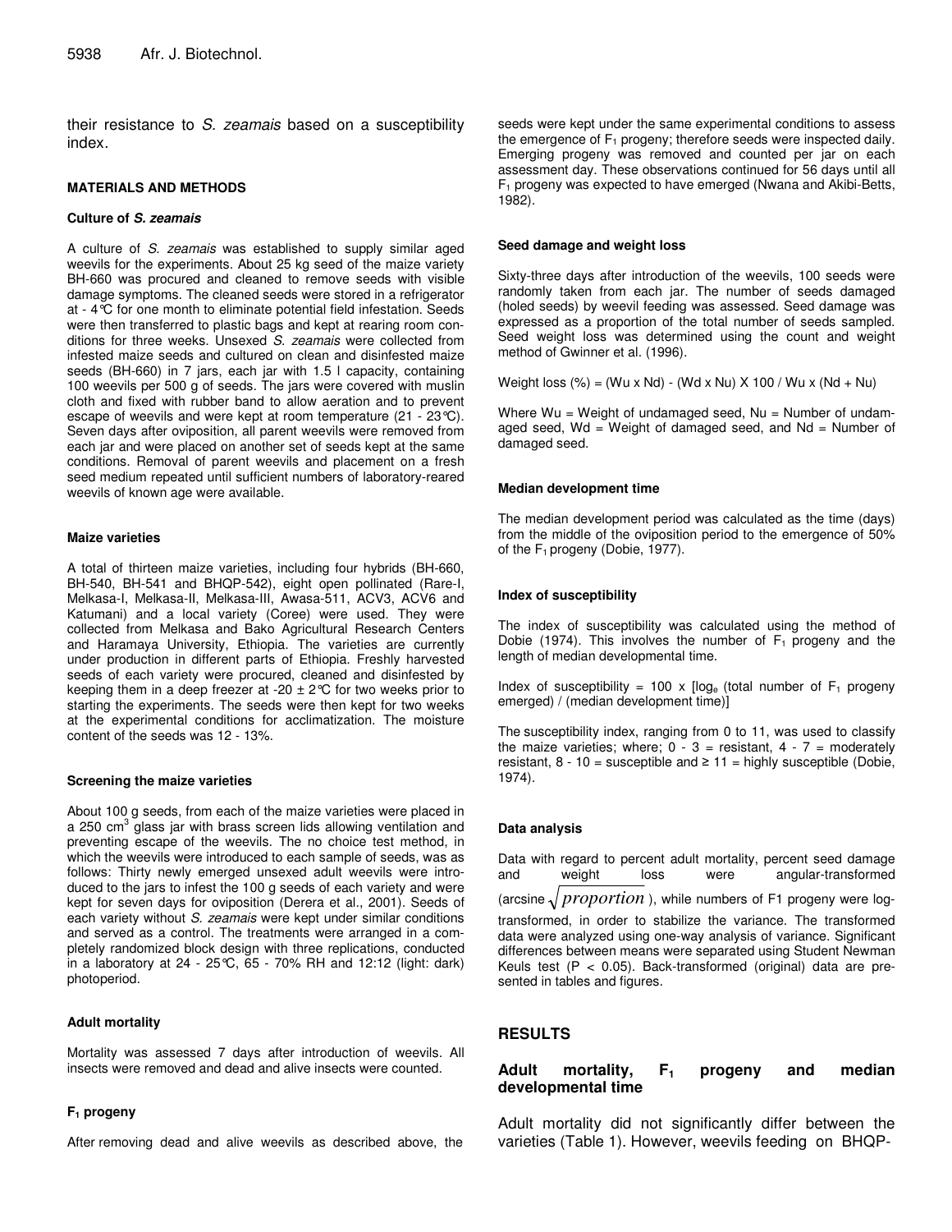their resistance to *S. zeamais* based on a susceptibility index.

## MATERIALS AND METHODS

### Culture of *S. zeamais*

A culture of *S. zeamais* was established to supply similar aged weevils for the experiments. About 25 kg seed of the maize variety BH-660 was procured and cleaned to remove seeds with visible damage symptoms. The cleaned seeds were stored in a refrigerator at - 4°C for one month to eliminate potential field infestation. Seeds were then transferred to plastic bags and kept at rearing room conditions for three weeks. Unsexed *S. zeamais* were collected from infested maize seeds and cultured on clean and disinfested maize seeds (BH-660) in 7 jars, each jar with 1.5 l capacity, containing 100 weevils per 500 g of seeds. The jars were covered with muslin cloth and fixed with rubber band to allow aeration and to prevent escape of weevils and were kept at room temperature (21 - 23°C). Seven days after oviposition, all parent weevils were removed from each jar and were placed on another set of seeds kept at the same conditions. Removal of parent weevils and placement on a fresh seed medium repeated until sufficient numbers of laboratory-reared weevils of known age were available.

### Maize varieties

A total of thirteen maize varieties, including four hybrids (BH-660, BH-540, BH-541 and BHQP-542), eight open pollinated (Rare-I, Melkasa-I, Melkasa-II, Melkasa-III, Awasa-511, ACV3, ACV6 and Katumani) and a local variety (Coree) were used. They were collected from Melkasa and Bako Agricultural Research Centers and Haramaya University, Ethiopia. The varieties are currently under production in different parts of Ethiopia. Freshly harvested seeds of each variety were procured, cleaned and disinfested by keeping them in a deep freezer at -20 ± 2°C for two weeks prior to starting the experiments. The seeds were then kept for two weeks at the experimental conditions for acclimatization. The moisture content of the seeds was 12 - 13%.

### Screening the maize varieties

About 100 g seeds, from each of the maize varieties were placed in a 250 $cm^3$ glass jar with brass screen lids allowing ventilation and preventing escape of the weevils. The no choice test method, in which the weevils were introduced to each sample of seeds, was as follows: Thirty newly emerged unsexed adult weevils were introduced to the jars to infest the 100 g seeds of each variety and were kept for seven days for oviposition (Derera et al., 2001). Seeds of each variety without *S. zeamais* were kept under similar conditions and served as a control. The treatments were arranged in a completely randomized block design with three replications, conducted in a laboratory at 24 - 25°C, 65 - 70% RH and 12:12 (light: dark) photoperiod.

### Adult mortality

Mortality was assessed 7 days after introduction of weevils. All insects were removed and dead and alive insects were counted.

### $F_1$ progeny

After removing dead and alive weevils as described above, the seeds were kept under the same experimental conditions to assess the emergence of $F_1$ progeny; therefore seeds were inspected daily. Emerging progeny was removed and counted per jar on each assessment day. These observations continued for 56 days until all $F_1$ progeny was expected to have emerged (Nwana and Akibi-Betts, 1982).

### Seed damage and weight loss

Sixty-three days after introduction of the weevils, 100 seeds were randomly taken from each jar. The number of seeds damaged (holed seeds) by weevil feeding was assessed. Seed damage was expressed as a proportion of the total number of seeds sampled. Seed weight loss was determined using the count and weight method of Gwinner et al. (1996).

Weight loss (%) = (Wu x Nd) - (Wd x Nu) X 100 / Wu x (Nd + Nu)

Where Wu = Weight of undamaged seed, Nu = Number of undamaged seed, Wd = Weight of damaged seed, and Nd = Number of damaged seed.

### Median development time

The median development period was calculated as the time (days) from the middle of the oviposition period to the emergence of 50% of the $F_1$ progeny (Dobie, 1977).

### Index of susceptibility

The index of susceptibility was calculated using the method of Dobie (1974). This involves the number of $F_1$ progeny and the length of median developmental time.

Index of susceptibility = 100 x [$\log_e$ (total number of $F_1$ progeny emerged) / (median development time)]

The susceptibility index, ranging from 0 to 11, was used to classify the maize varieties; where; 0 - 3 = resistant, 4 - 7 = moderately resistant, 8 - 10 = susceptible and ≥ 11 = highly susceptible (Dobie, 1974).

### Data analysis

Data with regard to percent adult mortality, percent seed damage and weight loss were angular-transformed (arcsine $\sqrt{proportion}$), while numbers of F1 progeny were log-transformed, in order to stabilize the variance. The transformed data were analyzed using one-way analysis of variance. Significant differences between means were separated using Student Newman Keuls test ($P < 0.05$). Back-transformed (original) data are presented in tables and figures.

## RESULTS

### Adult mortality, $F_1$ progeny and median developmental time

Adult mortality did not significantly differ between the varieties (Table 1). However, weevils feeding on BHQP-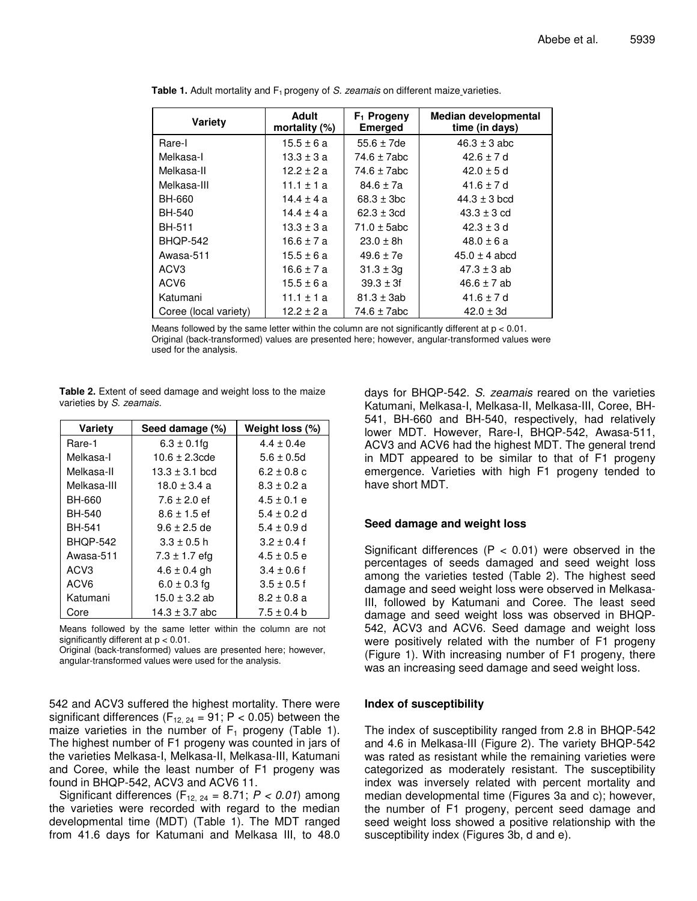**Table 1.** Adult mortality and $F_1$ progeny of *S. zeamais* on different maize varieties.

| Variety | Adult mortality (%) | $F_1$ Progeny Emerged | Median developmental time (in days) |
|---|---|---|---|
| Rare-I | 15.5 ± 6 a | 55.6 ± 7de | 46.3 ± 3 abc |
| Melkasa-I | 13.3 ± 3 a | 74.6 ± 7abc | 42.6 ± 7 d |
| Melkasa-II | 12.2 ± 2 a | 74.6 ± 7abc | 42.0 ± 5 d |
| Melkasa-III | 11.1 ± 1 a | 84.6 ± 7a | 41.6 ± 7 d |
| BH-660 | 14.4 ± 4 a | 68.3 ± 3bc | 44.3 ± 3 bcd |
| BH-540 | 14.4 ± 4 a | 62.3 ± 3cd | 43.3 ± 3 cd |
| BH-511 | 13.3 ± 3 a | 71.0 ± 5abc | 42.3 ± 3 d |
| BHQP-542 | 16.6 ± 7 a | 23.0 ± 8h | 48.0 ± 6 a |
| Awasa-511 | 15.5 ± 6 a | 49.6 ± 7e | 45.0 ± 4 abcd |
| ACV3 | 16.6 ± 7 a | 31.3 ± 3g | 47.3 ± 3 ab |
| ACV6 | 15.5 ± 6 a | 39.3 ± 3f | 46.6 ± 7 ab |
| Katumani | 11.1 ± 1 a | 81.3 ± 3ab | 41.6 ± 7 d |
| Coree (local variety) | 12.2 ± 2 a | 74.6 ± 7abc | 42.0 ± 3d |

Means followed by the same letter within the column are not significantly different at p < 0.01.
Original (back-transformed) values are presented here; however, angular-transformed values were used for the analysis.

**Table 2.** Extent of seed damage and weight loss to the maize varieties by *S. zeamais*.

| Variety | Seed damage (%) | Weight loss (%) |
|---|---|---|
| Rare-1 | 6.3 ± 0.1fg | 4.4 ± 0.4e |
| Melkasa-I | 10.6 ± 2.3cde | 5.6 ± 0.5d |
| Melkasa-II | 13.3 ± 3.1 bcd | 6.2 ± 0.8 c |
| Melkasa-III | 18.0 ± 3.4 a | 8.3 ± 0.2 a |
| BH-660 | 7.6 ± 2.0 ef | 4.5 ± 0.1 e |
| BH-540 | 8.6 ± 1.5 ef | 5.4 ± 0.2 d |
| BH-541 | 9.6 ± 2.5 de | 5.4 ± 0.9 d |
| BHQP-542 | 3.3 ± 0.5 h | 3.2 ± 0.4 f |
| Awasa-511 | 7.3 ± 1.7 efg | 4.5 ± 0.5 e |
| ACV3 | 4.6 ± 0.4 gh | 3.4 ± 0.6 f |
| ACV6 | 6.0 ± 0.3 fg | 3.5 ± 0.5 f |
| Katumani | 15.0 ± 3.2 ab | 8.2 ± 0.8 a |
| Core | 14.3 ± 3.7 abc | 7.5 ± 0.4 b |

Means followed by the same letter within the column are not significantly different at p < 0.01.
Original (back-transformed) values are presented here; however, angular-transformed values were used for the analysis.

542 and ACV3 suffered the highest mortality. There were significant differences ($F_{12, 24} = 91$; $P < 0.05$) between the maize varieties in the number of $F_1$ progeny (Table 1). The highest number of F1 progeny was counted in jars of the varieties Melkasa-I, Melkasa-II, Melkasa-III, Katumani and Coree, while the least number of F1 progeny was found in BHQP-542, ACV3 and ACV6 11.

Significant differences ($F_{12, 24} = 8.71$; $P < 0.01$) among the varieties were recorded with regard to the median developmental time (MDT) (Table 1). The MDT ranged from 41.6 days for Katumani and Melkasa III, to 48.0 days for BHQP-542. *S. zeamais* reared on the varieties Katumani, Melkasa-I, Melkasa-II, Melkasa-III, Coree, BH-541, BH-660 and BH-540, respectively, had relatively lower MDT. However, Rare-I, BHQP-542, Awasa-511, ACV3 and ACV6 had the highest MDT. The general trend in MDT appeared to be similar to that of F1 progeny emergence. Varieties with high F1 progeny tended to have short MDT.

### Seed damage and weight loss

Significant differences (P < 0.01) were observed in the percentages of seeds damaged and seed weight loss among the varieties tested (Table 2). The highest seed damage and seed weight loss were observed in Melkasa-III, followed by Katumani and Coree. The least seed damage and seed weight loss was observed in BHQP-542, ACV3 and ACV6. Seed damage and weight loss were positively related with the number of F1 progeny (Figure 1). With increasing number of F1 progeny, there was an increasing seed damage and seed weight loss.

### Index of susceptibility

The index of susceptibility ranged from 2.8 in BHQP-542 and 4.6 in Melkasa-III (Figure 2). The variety BHQP-542 was rated as resistant while the remaining varieties were categorized as moderately resistant. The susceptibility index was inversely related with percent mortality and median developmental time (Figures 3a and c); however, the number of F1 progeny, percent seed damage and seed weight loss showed a positive relationship with the susceptibility index (Figures 3b, d and e).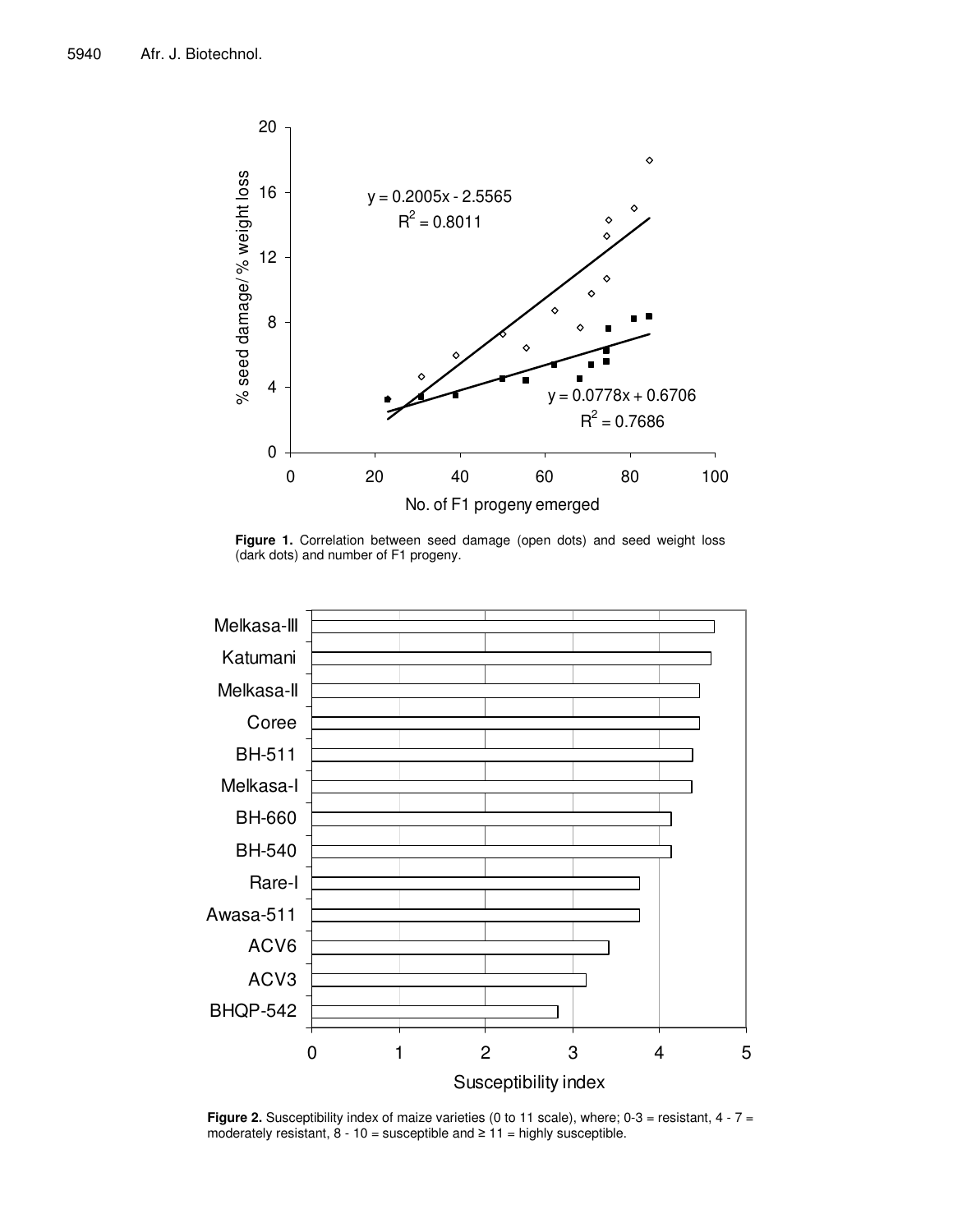**Figure 1.** Correlation between seed damage (open dots) and seed weight loss (dark dots) and number of F1 progeny.

**Figure 2.** Susceptibility index of maize varieties (0 to 11 scale), where; 0-3 = resistant, 4 - 7 = moderately resistant, 8 - 10 = susceptible and ≥ 11 = highly susceptible.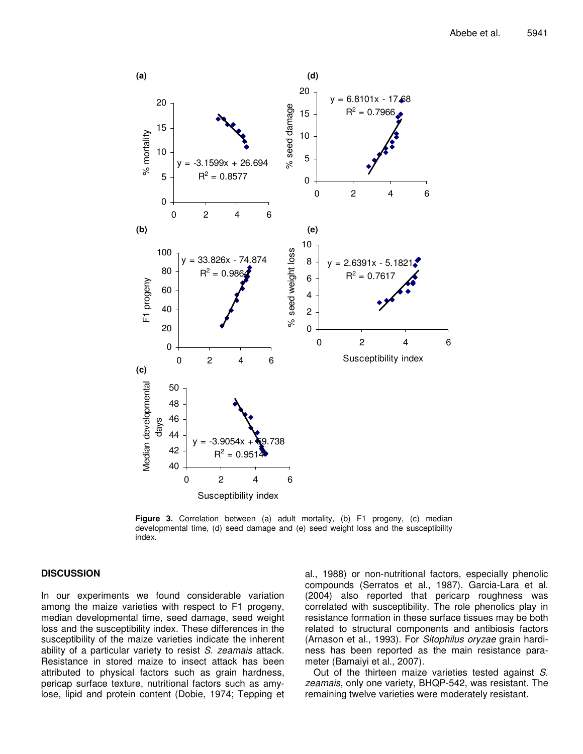**Figure 3.** Correlation between (a) adult mortality, (b) F1 progeny, (c) median developmental time, (d) seed damage and (e) seed weight loss and the susceptibility index.

## DISCUSSION

In our experiments we found considerable variation among the maize varieties with respect to F1 progeny, median developmental time, seed damage, seed weight loss and the susceptibility index. These differences in the susceptibility of the maize varieties indicate the inherent ability of a particular variety to resist *S. zeamais* attack. Resistance in stored maize to insect attack has been attributed to physical factors such as grain hardness, pericap surface texture, nutritional factors such as amylose, lipid and protein content (Dobie, 1974; Tepping et al., 1988) or non-nutritional factors, especially phenolic compounds (Serratos et al., 1987). Garcia-Lara et al. (2004) also reported that pericarp roughness was correlated with susceptibility. The role phenolics play in resistance formation in these surface tissues may be both related to structural components and antibiosis factors (Arnason et al., 1993). For *Sitophilus oryzae* grain hardiness has been reported as the main resistance parameter (Bamaiyi et al., 2007).

Out of the thirteen maize varieties tested against *S. zeamais*, only one variety, BHQP-542, was resistant. The remaining twelve varieties were moderately resistant.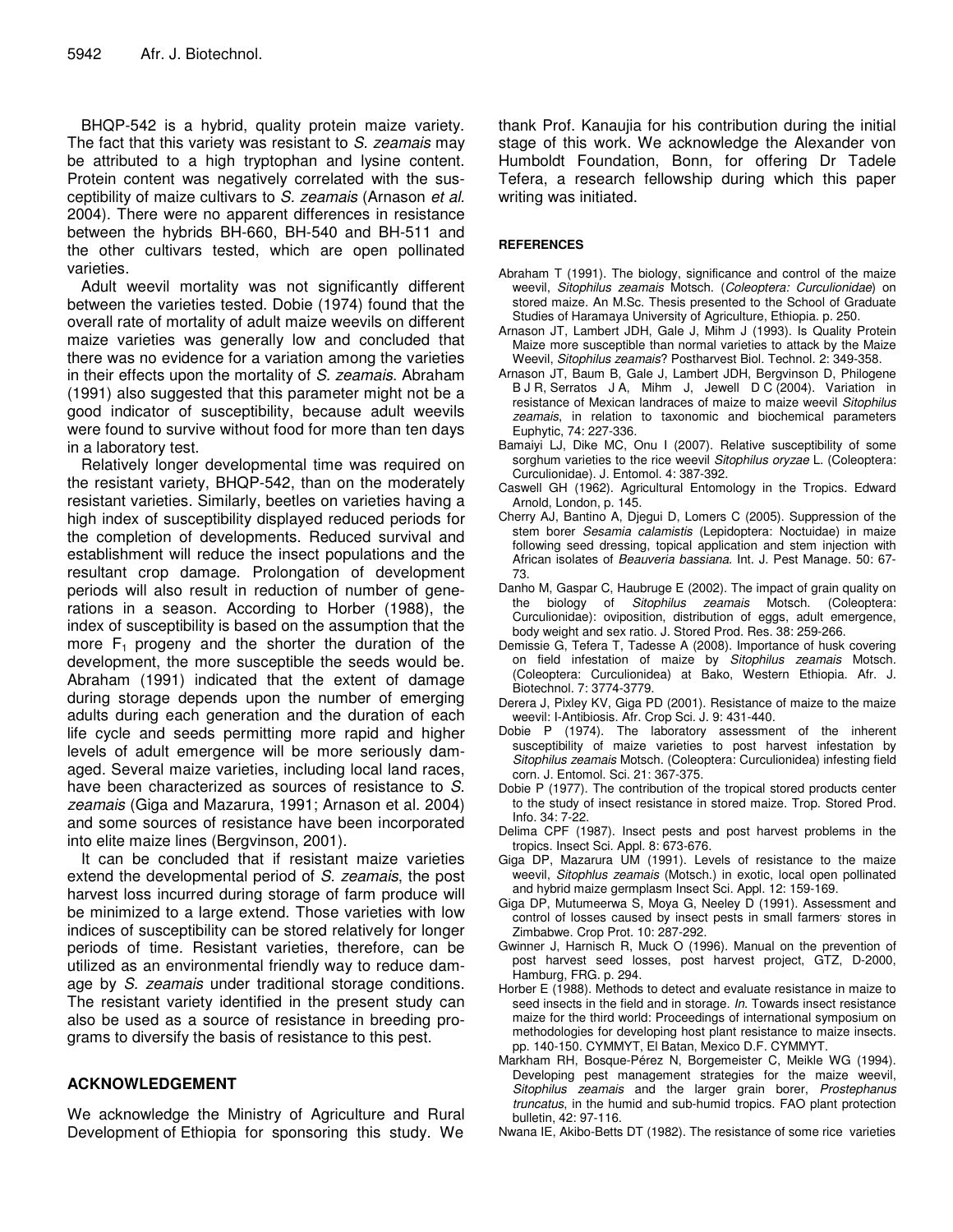BHQP-542 is a hybrid, quality protein maize variety. The fact that this variety was resistant to *S. zeamais* may be attributed to a high tryptophan and lysine content. Protein content was negatively correlated with the susceptibility of maize cultivars to *S. zeamais* (Arnason *et al.* 2004). There were no apparent differences in resistance between the hybrids BH-660, BH-540 and BH-511 and the other cultivars tested, which are open pollinated varieties.

Adult weevil mortality was not significantly different between the varieties tested. Dobie (1974) found that the overall rate of mortality of adult maize weevils on different maize varieties was generally low and concluded that there was no evidence for a variation among the varieties in their effects upon the mortality of *S. zeamais*. Abraham (1991) also suggested that this parameter might not be a good indicator of susceptibility, because adult weevils were found to survive without food for more than ten days in a laboratory test.

Relatively longer developmental time was required on the resistant variety, BHQP-542, than on the moderately resistant varieties. Similarly, beetles on varieties having a high index of susceptibility displayed reduced periods for the completion of developments. Reduced survival and establishment will reduce the insect populations and the resultant crop damage. Prolongation of development periods will also result in reduction of number of generations in a season. According to Horber (1988), the index of susceptibility is based on the assumption that the more $F_1$ progeny and the shorter the duration of the development, the more susceptible the seeds would be. Abraham (1991) indicated that the extent of damage during storage depends upon the number of emerging adults during each generation and the duration of each life cycle and seeds permitting more rapid and higher levels of adult emergence will be more seriously damaged. Several maize varieties, including local land races, have been characterized as sources of resistance to *S. zeamais* (Giga and Mazarura, 1991; Arnason et al. 2004) and some sources of resistance have been incorporated into elite maize lines (Bergvinson, 2001).

It can be concluded that if resistant maize varieties extend the developmental period of *S. zeamais*, the post harvest loss incurred during storage of farm produce will be minimized to a large extend. Those varieties with low indices of susceptibility can be stored relatively for longer periods of time. Resistant varieties, therefore, can be utilized as an environmental friendly way to reduce damage by *S. zeamais* under traditional storage conditions. The resistant variety identified in the present study can also be used as a source of resistance in breeding programs to diversify the basis of resistance to this pest.

## ACKNOWLEDGEMENT

We acknowledge the Ministry of Agriculture and Rural Development of Ethiopia for sponsoring this study. We thank Prof. Kanaujia for his contribution during the initial stage of this work. We acknowledge the Alexander von Humboldt Foundation, Bonn, for offering Dr Tadele Tefera, a research fellowship during which this paper writing was initiated.

## REFERENCES

Abraham T (1991). The biology, significance and control of the maize weevil, *Sitophilus zeamais* Motsch. (*Coleoptera: Curculionidae*) on stored maize. An M.Sc. Thesis presented to the School of Graduate Studies of Haramaya University of Agriculture, Ethiopia. p. 250.

Arnason JT, Lambert JDH, Gale J, Mihm J (1993). Is Quality Protein Maize more susceptible than normal varieties to attack by the Maize Weevil, *Sitophilus zeamais*? Postharvest Biol. Technol. 2: 349-358.

Arnason JT, Baum B, Gale J, Lambert JDH, Bergvinson D, Philogene B J R, Serratos J A, Mihm J, Jewell D C (2004). Variation in resistance of Mexican landraces of maize to maize weevil *Sitophilus zeamais*, in relation to taxonomic and biochemical parameters Euphytic, 74: 227-336.

Bamaiyi LJ, Dike MC, Onu I (2007). Relative susceptibility of some sorghum varieties to the rice weevil *Sitophilus oryzae* L. (Coleoptera: Curculionidae). J. Entomol. 4: 387-392.

Caswell GH (1962). Agricultural Entomology in the Tropics. Edward Arnold, London, p. 145.

Cherry AJ, Bantino A, Djegui D, Lomers C (2005). Suppression of the stem borer *Sesamia calamistis* (Lepidoptera: Noctuidae) in maize following seed dressing, topical application and stem injection with African isolates of *Beauveria bassiana*. Int. J. Pest Manage. 50: 67-73.

Danho M, Gaspar C, Haubruge E (2002). The impact of grain quality on the biology of *Sitophilus zeamais* Motsch. (Coleoptera: Curculionidae): oviposition, distribution of eggs, adult emergence, body weight and sex ratio. J. Stored Prod. Res. 38: 259-266.

Demissie G, Tefera T, Tadesse A (2008). Importance of husk covering on field infestation of maize by *Sitophilus zeamais* Motsch. (Coleoptera: Curculionidea) at Bako, Western Ethiopia. Afr. J. Biotechnol. 7: 3774-3779.

Derera J, Pixley KV, Giga PD (2001). Resistance of maize to the maize weevil: I-Antibiosis. Afr. Crop Sci. J. 9: 431-440.

Dobie P (1974). The laboratory assessment of the inherent susceptibility of maize varieties to post harvest infestation by *Sitophilus zeamais* Motsch. (Coleoptera: Curculionidea) infesting field corn. J. Entomol. Sci. 21: 367-375.

Dobie P (1977). The contribution of the tropical stored products center to the study of insect resistance in stored maize. Trop. Stored Prod. Info. 34: 7-22.

Delima CPF (1987). Insect pests and post harvest problems in the tropics. Insect Sci. Appl. 8: 673-676.

Giga DP, Mazarura UM (1991). Levels of resistance to the maize weevil, *Sitophlus zeamais* (Motsch.) in exotic, local open pollinated and hybrid maize germplasm Insect Sci. Appl. 12: 159-169.

Giga DP, Mutumeerwa S, Moya G, Neeley D (1991). Assessment and control of losses caused by insect pests in small farmers' stores in Zimbabwe. Crop Prot. 10: 287-292.

Gwinner J, Harnisch R, Muck O (1996). Manual on the prevention of post harvest seed losses, post harvest project, GTZ, D-2000, Hamburg, FRG. p. 294.

Horber E (1988). Methods to detect and evaluate resistance in maize to seed insects in the field and in storage. *In*. Towards insect resistance maize for the third world: Proceedings of international symposium on methodologies for developing host plant resistance to maize insects. pp. 140-150. CYMMYT, El Batan, Mexico D.F. CYMMYT.

Markham RH, Bosque-Pérez N, Borgemeister C, Meikle WG (1994). Developing pest management strategies for the maize weevil, *Sitophilus zeamais* and the larger grain borer, *Prostephanus truncatus*, in the humid and sub-humid tropics. FAO plant protection bulletin, 42: 97-116.

Nwana IE, Akibo-Betts DT (1982). The resistance of some rice varieties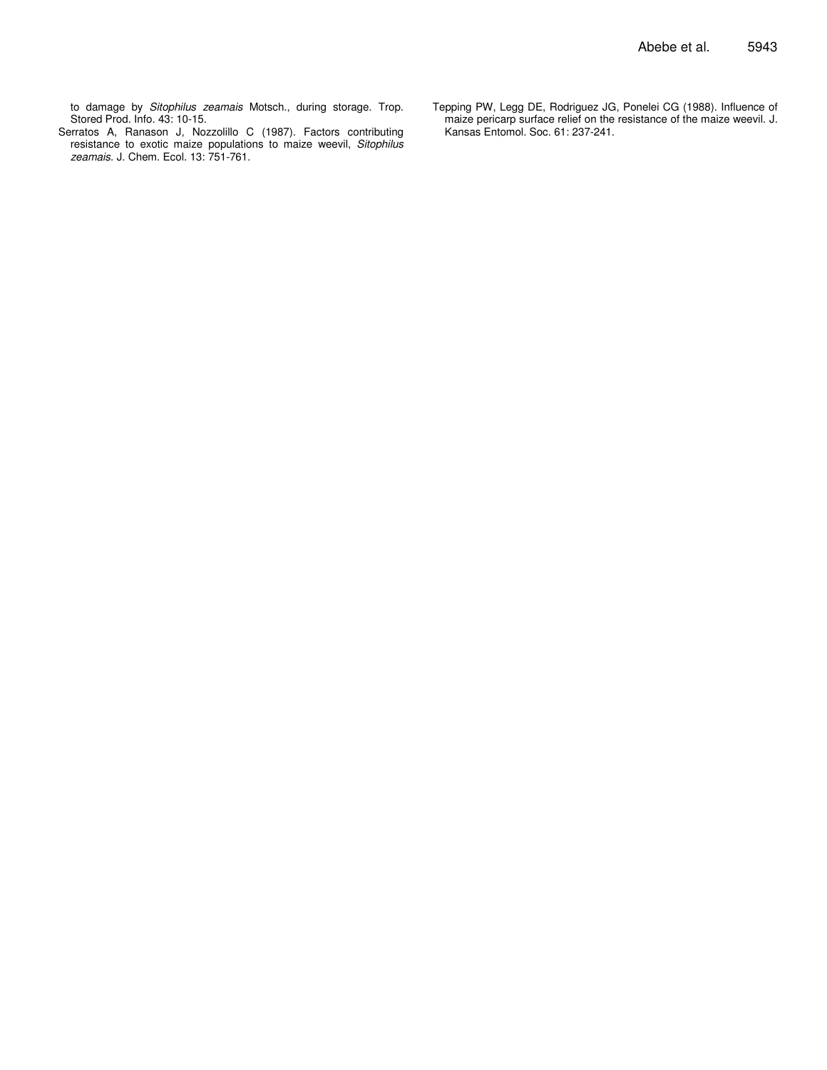to damage by *Sitophilus zeamais* Motsch., during storage. Trop. Stored Prod. Info. 43: 10-15.

Serratos A, Ranason J, Nozzolillo C (1987). Factors contributing resistance to exotic maize populations to maize weevil, *Sitophilus zeamais*. J. Chem. Ecol. 13: 751-761.

Tepping PW, Legg DE, Rodriguez JG, Ponelei CG (1988). Influence of maize pericarp surface relief on the resistance of the maize weevil. J. Kansas Entomol. Soc. 61: 237-241.